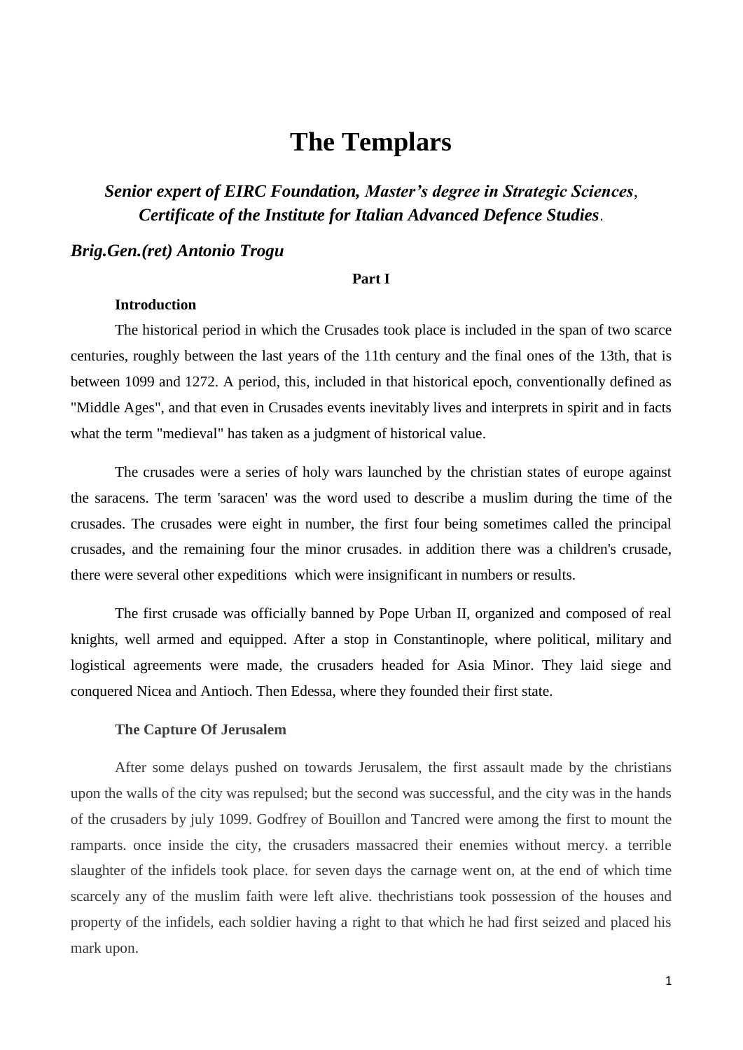# The Templars

## *Senior expert of EIRC Foundation, Master's degree in Strategic Sciences, Certificate of the Institute for Italian Advanced Defence Studies.*

### *Brig.Gen.(ret) Antonio Trogu*

**Part I**

**Introduction**

The historical period in which the Crusades took place is included in the span of two scarce centuries, roughly between the last years of the 11th century and the final ones of the 13th, that is between 1099 and 1272. A period, this, included in that historical epoch, conventionally defined as "Middle Ages", and that even in Crusades events inevitably lives and interprets in spirit and in facts what the term "medieval" has taken as a judgment of historical value.

The crusades were a series of holy wars launched by the christian states of europe against the saracens. The term 'saracen' was the word used to describe a muslim during the time of the crusades. The crusades were eight in number, the first four being sometimes called the principal crusades, and the remaining four the minor crusades. in addition there was a children's crusade, there were several other expeditions which were insignificant in numbers or results.

The first crusade was officially banned by Pope Urban II, organized and composed of real knights, well armed and equipped. After a stop in Constantinople, where political, military and logistical agreements were made, the crusaders headed for Asia Minor. They laid siege and conquered Nicea and Antioch. Then Edessa, where they founded their first state.

**The Capture Of Jerusalem**

After some delays pushed on towards Jerusalem, the first assault made by the christians upon the walls of the city was repulsed; but the second was successful, and the city was in the hands of the crusaders by july 1099. Godfrey of Bouillon and Tancred were among the first to mount the ramparts. once inside the city, the crusaders massacred their enemies without mercy. a terrible slaughter of the infidels took place. for seven days the carnage went on, at the end of which time scarcely any of the muslim faith were left alive. thechristians took possession of the houses and property of the infidels, each soldier having a right to that which he had first seized and placed his mark upon.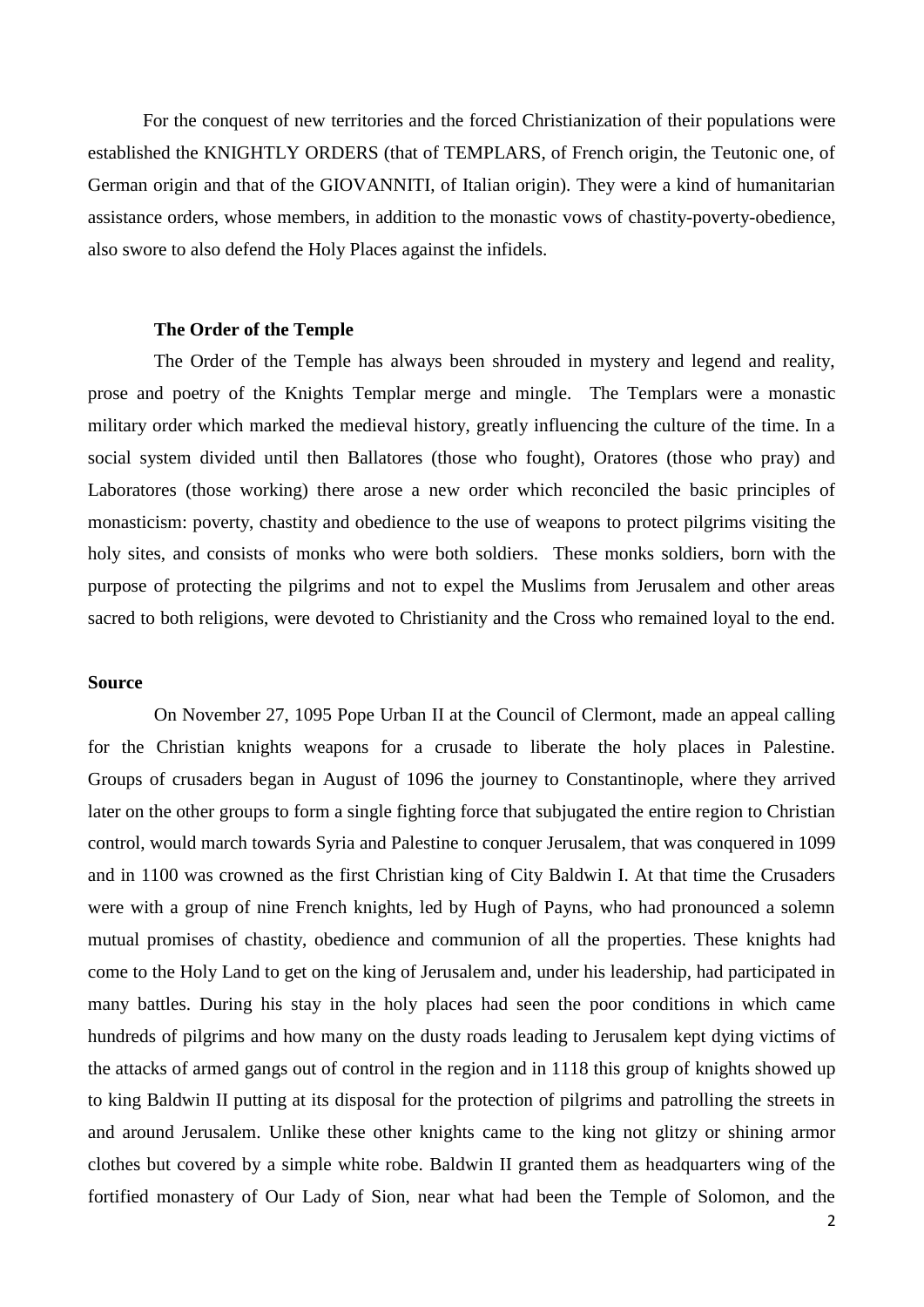For the conquest of new territories and the forced Christianization of their populations were established the KNIGHTLY ORDERS (that of TEMPLARS, of French origin, the Teutonic one, of German origin and that of the GIOVANNITI, of Italian origin). They were a kind of humanitarian assistance orders, whose members, in addition to the monastic vows of chastity-poverty-obedience, also swore to also defend the Holy Places against the infidels.

**The Order of the Temple**

The Order of the Temple has always been shrouded in mystery and legend and reality, prose and poetry of the Knights Templar merge and mingle. The Templars were a monastic military order which marked the medieval history, greatly influencing the culture of the time. In a social system divided until then Ballatores (those who fought), Oratores (those who pray) and Laboratores (those working) there arose a new order which reconciled the basic principles of monasticism: poverty, chastity and obedience to the use of weapons to protect pilgrims visiting the holy sites, and consists of monks who were both soldiers. These monks soldiers, born with the purpose of protecting the pilgrims and not to expel the Muslims from Jerusalem and other areas sacred to both religions, were devoted to Christianity and the Cross who remained loyal to the end.

**Source**

On November 27, 1095 Pope Urban II at the Council of Clermont, made an appeal calling for the Christian knights weapons for a crusade to liberate the holy places in Palestine. Groups of crusaders began in August of 1096 the journey to Constantinople, where they arrived later on the other groups to form a single fighting force that subjugated the entire region to Christian control, would march towards Syria and Palestine to conquer Jerusalem, that was conquered in 1099 and in 1100 was crowned as the first Christian king of City Baldwin I. At that time the Crusaders were with a group of nine French knights, led by Hugh of Payns, who had pronounced a solemn mutual promises of chastity, obedience and communion of all the properties. These knights had come to the Holy Land to get on the king of Jerusalem and, under his leadership, had participated in many battles. During his stay in the holy places had seen the poor conditions in which came hundreds of pilgrims and how many on the dusty roads leading to Jerusalem kept dying victims of the attacks of armed gangs out of control in the region and in 1118 this group of knights showed up to king Baldwin II putting at its disposal for the protection of pilgrims and patrolling the streets in and around Jerusalem. Unlike these other knights came to the king not glitzy or shining armor clothes but covered by a simple white robe. Baldwin II granted them as headquarters wing of the fortified monastery of Our Lady of Sion, near what had been the Temple of Solomon, and the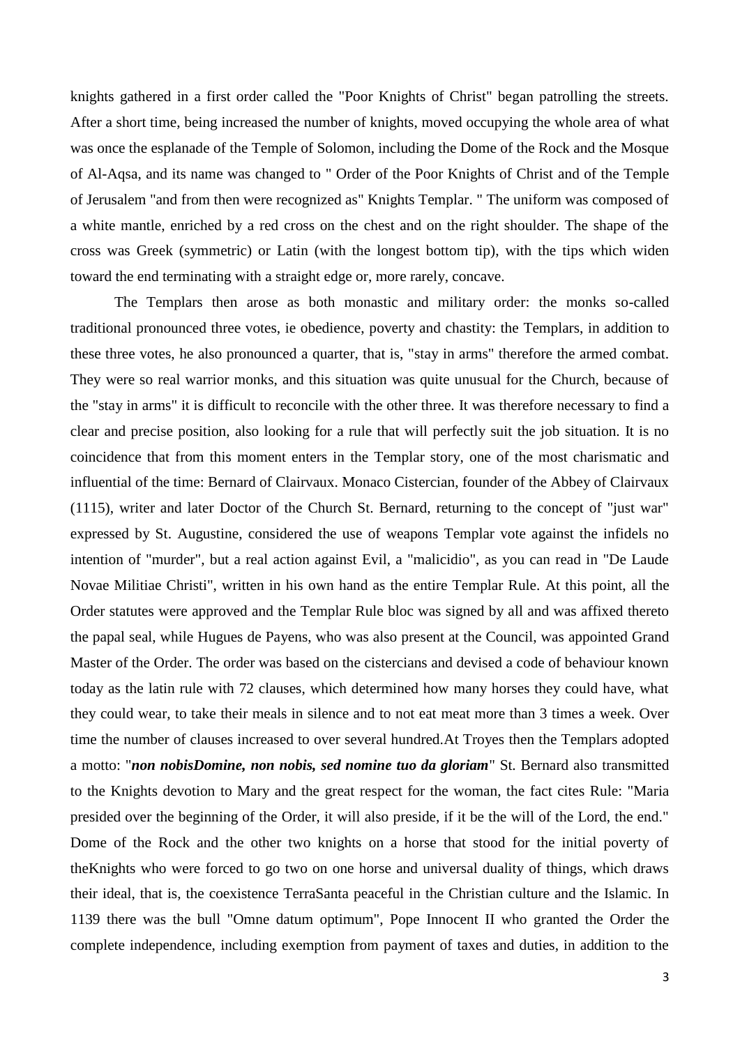knights gathered in a first order called the "Poor Knights of Christ" began patrolling the streets. After a short time, being increased the number of knights, moved occupying the whole area of what was once the esplanade of the Temple of Solomon, including the Dome of the Rock and the Mosque of Al-Aqsa, and its name was changed to " Order of the Poor Knights of Christ and of the Temple of Jerusalem "and from then were recognized as" Knights Templar. " The uniform was composed of a white mantle, enriched by a red cross on the chest and on the right shoulder. The shape of the cross was Greek (symmetric) or Latin (with the longest bottom tip), with the tips which widen toward the end terminating with a straight edge or, more rarely, concave.

The Templars then arose as both monastic and military order: the monks so-called traditional pronounced three votes, ie obedience, poverty and chastity: the Templars, in addition to these three votes, he also pronounced a quarter, that is, "stay in arms" therefore the armed combat. They were so real warrior monks, and this situation was quite unusual for the Church, because of the "stay in arms" it is difficult to reconcile with the other three. It was therefore necessary to find a clear and precise position, also looking for a rule that will perfectly suit the job situation. It is no coincidence that from this moment enters in the Templar story, one of the most charismatic and influential of the time: Bernard of Clairvaux. Monaco Cistercian, founder of the Abbey of Clairvaux (1115), writer and later Doctor of the Church St. Bernard, returning to the concept of "just war" expressed by St. Augustine, considered the use of weapons Templar vote against the infidels no intention of "murder", but a real action against Evil, a "malicidio", as you can read in "De Laude Novae Militiae Christi", written in his own hand as the entire Templar Rule. At this point, all the Order statutes were approved and the Templar Rule bloc was signed by all and was affixed thereto the papal seal, while Hugues de Payens, who was also present at the Council, was appointed Grand Master of the Order. The order was based on the cistercians and devised a code of behaviour known today as the latin rule with 72 clauses, which determined how many horses they could have, what they could wear, to take their meals in silence and to not eat meat more than 3 times a week. Over time the number of clauses increased to over several hundred.At Troyes then the Templars adopted a motto: "***non nobisDomine, non nobis, sed nomine tuo da gloriam***" St. Bernard also transmitted to the Knights devotion to Mary and the great respect for the woman, the fact cites Rule: "Maria presided over the beginning of the Order, it will also preside, if it be the will of the Lord, the end." Dome of the Rock and the other two knights on a horse that stood for the initial poverty of theKnights who were forced to go two on one horse and universal duality of things, which draws their ideal, that is, the coexistence TerraSanta peaceful in the Christian culture and the Islamic. In 1139 there was the bull "Omne datum optimum", Pope Innocent II who granted the Order the complete independence, including exemption from payment of taxes and duties, in addition to the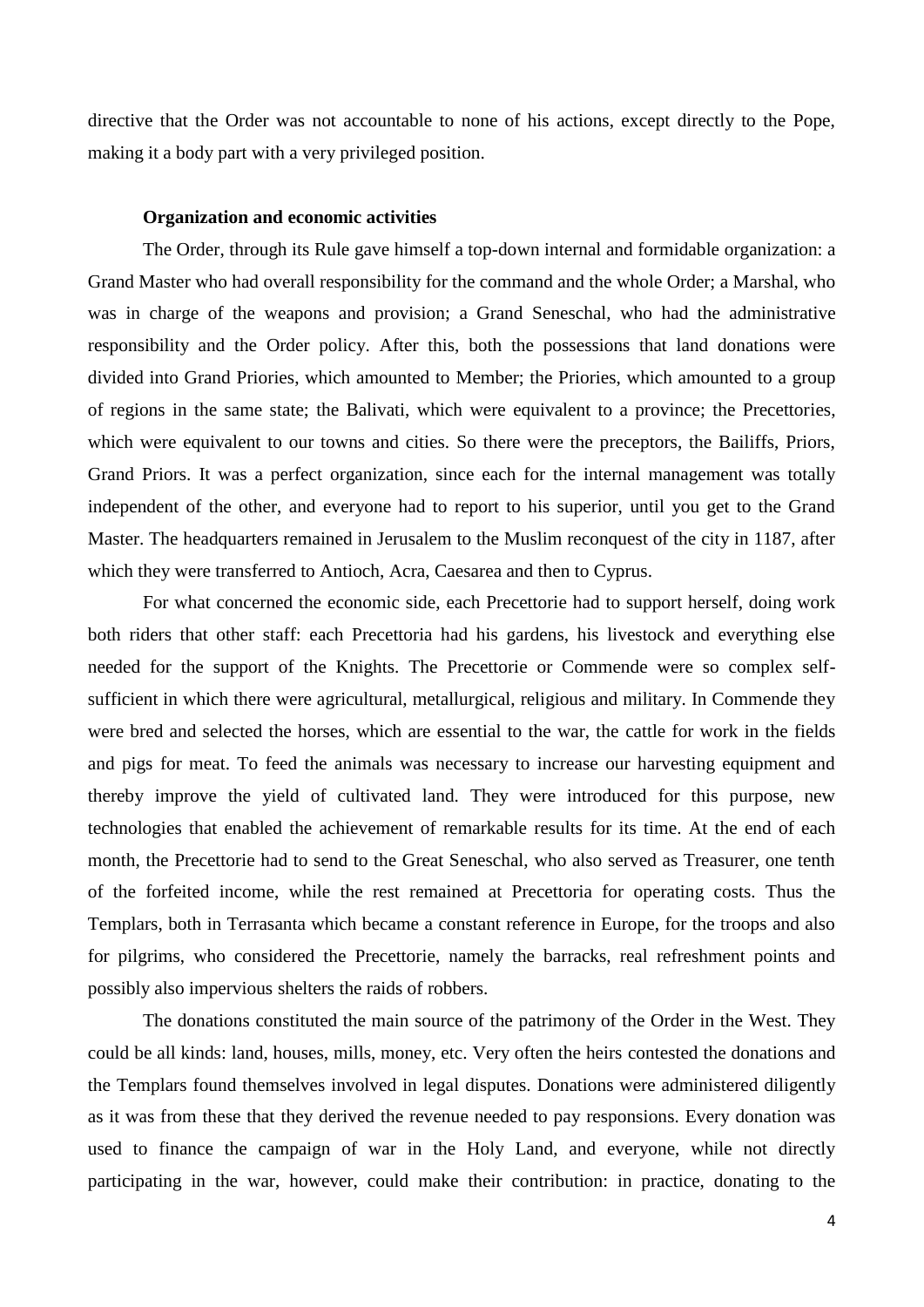directive that the Order was not accountable to none of his actions, except directly to the Pope, making it a body part with a very privileged position.

**Organization and economic activities**

The Order, through its Rule gave himself a top-down internal and formidable organization: a Grand Master who had overall responsibility for the command and the whole Order; a Marshal, who was in charge of the weapons and provision; a Grand Seneschal, who had the administrative responsibility and the Order policy. After this, both the possessions that land donations were divided into Grand Priories, which amounted to Member; the Priories, which amounted to a group of regions in the same state; the Balivati, which were equivalent to a province; the Precettories, which were equivalent to our towns and cities. So there were the preceptors, the Bailiffs, Priors, Grand Priors. It was a perfect organization, since each for the internal management was totally independent of the other, and everyone had to report to his superior, until you get to the Grand Master. The headquarters remained in Jerusalem to the Muslim reconquest of the city in 1187, after which they were transferred to Antioch, Acra, Caesarea and then to Cyprus.

For what concerned the economic side, each Precettorie had to support herself, doing work both riders that other staff: each Precettoria had his gardens, his livestock and everything else needed for the support of the Knights. The Precettorie or Commende were so complex self-sufficient in which there were agricultural, metallurgical, religious and military. In Commende they were bred and selected the horses, which are essential to the war, the cattle for work in the fields and pigs for meat. To feed the animals was necessary to increase our harvesting equipment and thereby improve the yield of cultivated land. They were introduced for this purpose, new technologies that enabled the achievement of remarkable results for its time. At the end of each month, the Precettorie had to send to the Great Seneschal, who also served as Treasurer, one tenth of the forfeited income, while the rest remained at Precettoria for operating costs. Thus the Templars, both in Terrasanta which became a constant reference in Europe, for the troops and also for pilgrims, who considered the Precettorie, namely the barracks, real refreshment points and possibly also impervious shelters the raids of robbers.

The donations constituted the main source of the patrimony of the Order in the West. They could be all kinds: land, houses, mills, money, etc. Very often the heirs contested the donations and the Templars found themselves involved in legal disputes. Donations were administered diligently as it was from these that they derived the revenue needed to pay responsions. Every donation was used to finance the campaign of war in the Holy Land, and everyone, while not directly participating in the war, however, could make their contribution: in practice, donating to the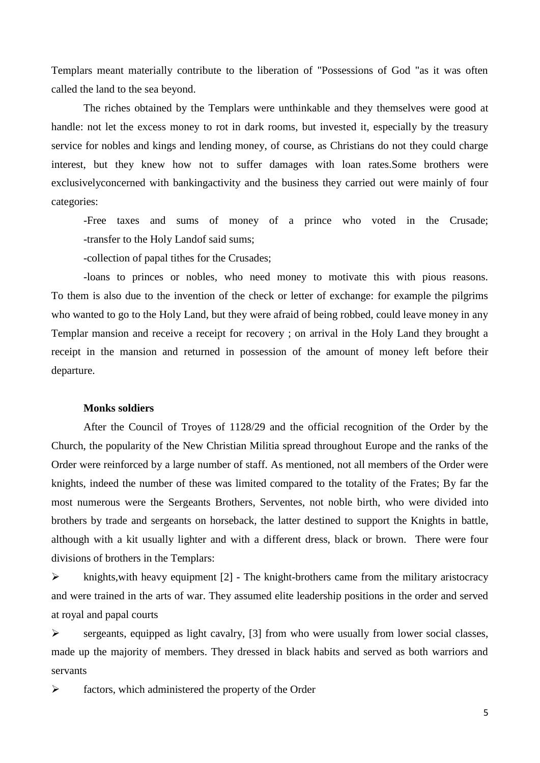Templars meant materially contribute to the liberation of "Possessions of God "as it was often called the land to the sea beyond.

The riches obtained by the Templars were unthinkable and they themselves were good at handle: not let the excess money to rot in dark rooms, but invested it, especially by the treasury service for nobles and kings and lending money, of course, as Christians do not they could charge interest, but they knew how not to suffer damages with loan rates.Some brothers were exclusivelyconcerned with bankingactivity and the business they carried out were mainly of four categories:

-Free taxes and sums of money of a prince who voted in the Crusade;
-transfer to the Holy Landof said sums;

-collection of papal tithes for the Crusades;

-loans to princes or nobles, who need money to motivate this with pious reasons. To them is also due to the invention of the check or letter of exchange: for example the pilgrims who wanted to go to the Holy Land, but they were afraid of being robbed, could leave money in any Templar mansion and receive a receipt for recovery ; on arrival in the Holy Land they brought a receipt in the mansion and returned in possession of the amount of money left before their departure.

**Monks soldiers**

After the Council of Troyes of 1128/29 and the official recognition of the Order by the Church, the popularity of the New Christian Militia spread throughout Europe and the ranks of the Order were reinforced by a large number of staff. As mentioned, not all members of the Order were knights, indeed the number of these was limited compared to the totality of the Frates; By far the most numerous were the Sergeants Brothers, Serventes, not noble birth, who were divided into brothers by trade and sergeants on horseback, the latter destined to support the Knights in battle, although with a kit usually lighter and with a different dress, black or brown. There were four divisions of brothers in the Templars:

- knights,with heavy equipment [2] - The knight-brothers came from the military aristocracy and were trained in the arts of war. They assumed elite leadership positions in the order and served at royal and papal courts
- sergeants, equipped as light cavalry, [3] from who were usually from lower social classes, made up the majority of members. They dressed in black habits and served as both warriors and servants
- factors, which administered the property of the Order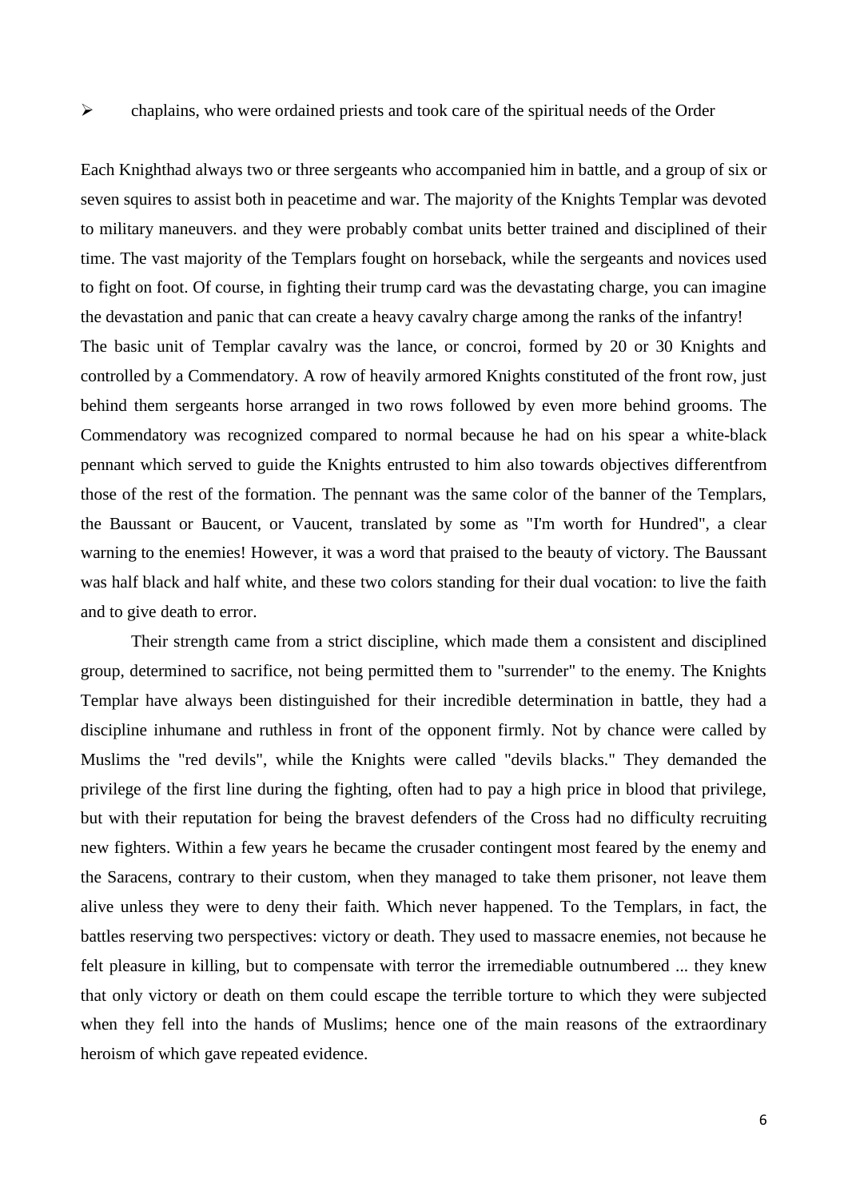- chaplains, who were ordained priests and took care of the spiritual needs of the Order

Each Knighthad always two or three sergeants who accompanied him in battle, and a group of six or seven squires to assist both in peacetime and war. The majority of the Knights Templar was devoted to military maneuvers. and they were probably combat units better trained and disciplined of their time. The vast majority of the Templars fought on horseback, while the sergeants and novices used to fight on foot. Of course, in fighting their trump card was the devastating charge, you can imagine the devastation and panic that can create a heavy cavalry charge among the ranks of the infantry!
The basic unit of Templar cavalry was the lance, or concroi, formed by 20 or 30 Knights and controlled by a Commendatory. A row of heavily armored Knights constituted of the front row, just behind them sergeants horse arranged in two rows followed by even more behind grooms. The Commendatory was recognized compared to normal because he had on his spear a white-black pennant which served to guide the Knights entrusted to him also towards objectives differentfrom those of the rest of the formation. The pennant was the same color of the banner of the Templars, the Baussant or Baucent, or Vaucent, translated by some as "I'm worth for Hundred", a clear warning to the enemies! However, it was a word that praised to the beauty of victory. The Baussant was half black and half white, and these two colors standing for their dual vocation: to live the faith and to give death to error.

Their strength came from a strict discipline, which made them a consistent and disciplined group, determined to sacrifice, not being permitted them to "surrender" to the enemy. The Knights Templar have always been distinguished for their incredible determination in battle, they had a discipline inhumane and ruthless in front of the opponent firmly. Not by chance were called by Muslims the "red devils", while the Knights were called "devils blacks." They demanded the privilege of the first line during the fighting, often had to pay a high price in blood that privilege, but with their reputation for being the bravest defenders of the Cross had no difficulty recruiting new fighters. Within a few years he became the crusader contingent most feared by the enemy and the Saracens, contrary to their custom, when they managed to take them prisoner, not leave them alive unless they were to deny their faith. Which never happened. To the Templars, in fact, the battles reserving two perspectives: victory or death. They used to massacre enemies, not because he felt pleasure in killing, but to compensate with terror the irremediable outnumbered ... they knew that only victory or death on them could escape the terrible torture to which they were subjected when they fell into the hands of Muslims; hence one of the main reasons of the extraordinary heroism of which gave repeated evidence.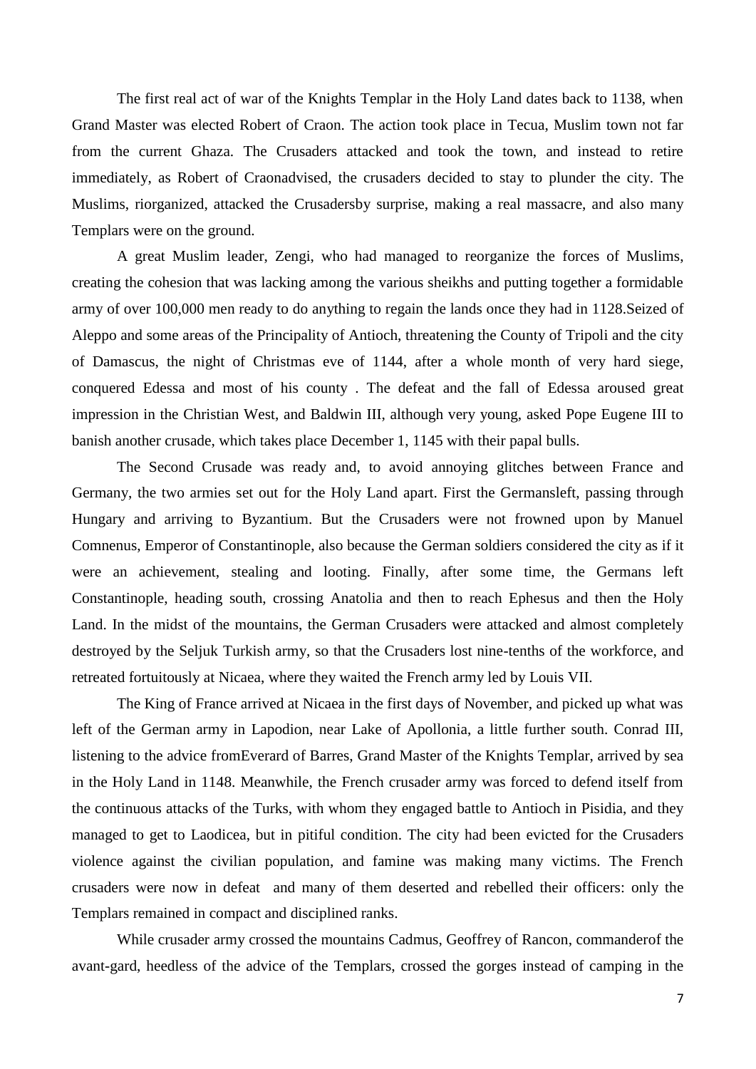The first real act of war of the Knights Templar in the Holy Land dates back to 1138, when Grand Master was elected Robert of Craon. The action took place in Tecua, Muslim town not far from the current Ghaza. The Crusaders attacked and took the town, and instead to retire immediately, as Robert of Craonadvised, the crusaders decided to stay to plunder the city. The Muslims, riorganized, attacked the Crusadersby surprise, making a real massacre, and also many Templars were on the ground.

A great Muslim leader, Zengi, who had managed to reorganize the forces of Muslims, creating the cohesion that was lacking among the various sheikhs and putting together a formidable army of over 100,000 men ready to do anything to regain the lands once they had in 1128.Seized of Aleppo and some areas of the Principality of Antioch, threatening the County of Tripoli and the city of Damascus, the night of Christmas eve of 1144, after a whole month of very hard siege, conquered Edessa and most of his county . The defeat and the fall of Edessa aroused great impression in the Christian West, and Baldwin III, although very young, asked Pope Eugene III to banish another crusade, which takes place December 1, 1145 with their papal bulls.

The Second Crusade was ready and, to avoid annoying glitches between France and Germany, the two armies set out for the Holy Land apart. First the Germansleft, passing through Hungary and arriving to Byzantium. But the Crusaders were not frowned upon by Manuel Comnenus, Emperor of Constantinople, also because the German soldiers considered the city as if it were an achievement, stealing and looting. Finally, after some time, the Germans left Constantinople, heading south, crossing Anatolia and then to reach Ephesus and then the Holy Land. In the midst of the mountains, the German Crusaders were attacked and almost completely destroyed by the Seljuk Turkish army, so that the Crusaders lost nine-tenths of the workforce, and retreated fortuitously at Nicaea, where they waited the French army led by Louis VII.

The King of France arrived at Nicaea in the first days of November, and picked up what was left of the German army in Lapodion, near Lake of Apollonia, a little further south. Conrad III, listening to the advice fromEverard of Barres, Grand Master of the Knights Templar, arrived by sea in the Holy Land in 1148. Meanwhile, the French crusader army was forced to defend itself from the continuous attacks of the Turks, with whom they engaged battle to Antioch in Pisidia, and they managed to get to Laodicea, but in pitiful condition. The city had been evicted for the Crusaders violence against the civilian population, and famine was making many victims. The French crusaders were now in defeat and many of them deserted and rebelled their officers: only the Templars remained in compact and disciplined ranks.

While crusader army crossed the mountains Cadmus, Geoffrey of Rancon, commanderof the avant-gard, heedless of the advice of the Templars, crossed the gorges instead of camping in the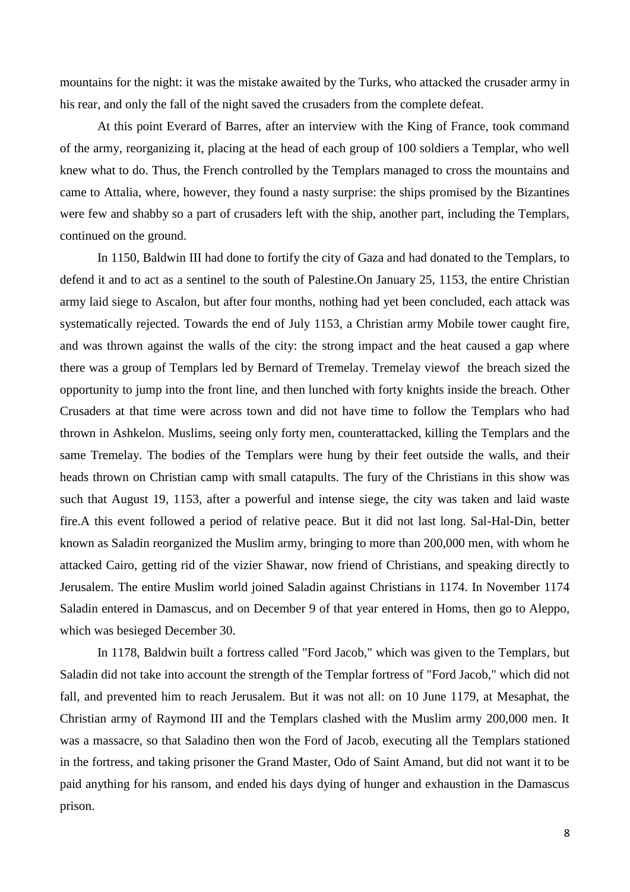mountains for the night: it was the mistake awaited by the Turks, who attacked the crusader army in his rear, and only the fall of the night saved the crusaders from the complete defeat.

At this point Everard of Barres, after an interview with the King of France, took command of the army, reorganizing it, placing at the head of each group of 100 soldiers a Templar, who well knew what to do. Thus, the French controlled by the Templars managed to cross the mountains and came to Attalia, where, however, they found a nasty surprise: the ships promised by the Bizantines were few and shabby so a part of crusaders left with the ship, another part, including the Templars, continued on the ground.

In 1150, Baldwin III had done to fortify the city of Gaza and had donated to the Templars, to defend it and to act as a sentinel to the south of Palestine.On January 25, 1153, the entire Christian army laid siege to Ascalon, but after four months, nothing had yet been concluded, each attack was systematically rejected. Towards the end of July 1153, a Christian army Mobile tower caught fire, and was thrown against the walls of the city: the strong impact and the heat caused a gap where there was a group of Templars led by Bernard of Tremelay. Tremelay viewof the breach sized the opportunity to jump into the front line, and then lunched with forty knights inside the breach. Other Crusaders at that time were across town and did not have time to follow the Templars who had thrown in Ashkelon. Muslims, seeing only forty men, counterattacked, killing the Templars and the same Tremelay. The bodies of the Templars were hung by their feet outside the walls, and their heads thrown on Christian camp with small catapults. The fury of the Christians in this show was such that August 19, 1153, after a powerful and intense siege, the city was taken and laid waste fire.A this event followed a period of relative peace. But it did not last long. Sal-Hal-Din, better known as Saladin reorganized the Muslim army, bringing to more than 200,000 men, with whom he attacked Cairo, getting rid of the vizier Shawar, now friend of Christians, and speaking directly to Jerusalem. The entire Muslim world joined Saladin against Christians in 1174. In November 1174 Saladin entered in Damascus, and on December 9 of that year entered in Homs, then go to Aleppo, which was besieged December 30.

In 1178, Baldwin built a fortress called "Ford Jacob," which was given to the Templars, but Saladin did not take into account the strength of the Templar fortress of "Ford Jacob," which did not fall, and prevented him to reach Jerusalem. But it was not all: on 10 June 1179, at Mesaphat, the Christian army of Raymond III and the Templars clashed with the Muslim army 200,000 men. It was a massacre, so that Saladino then won the Ford of Jacob, executing all the Templars stationed in the fortress, and taking prisoner the Grand Master, Odo of Saint Amand, but did not want it to be paid anything for his ransom, and ended his days dying of hunger and exhaustion in the Damascus prison.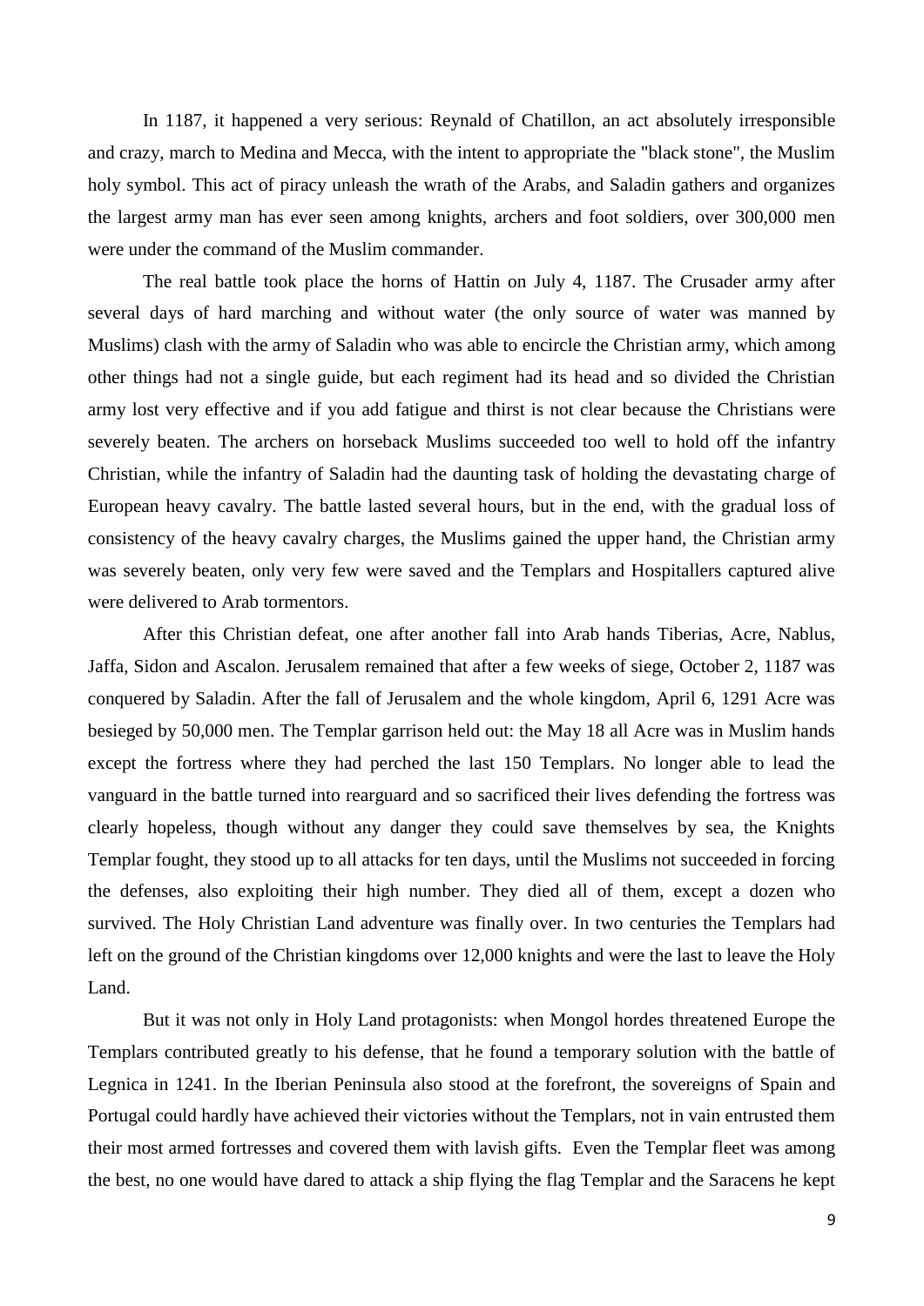In 1187, it happened a very serious: Reynald of Chatillon, an act absolutely irresponsible and crazy, march to Medina and Mecca, with the intent to appropriate the "black stone", the Muslim holy symbol. This act of piracy unleash the wrath of the Arabs, and Saladin gathers and organizes the largest army man has ever seen among knights, archers and foot soldiers, over 300,000 men were under the command of the Muslim commander.

The real battle took place the horns of Hattin on July 4, 1187. The Crusader army after several days of hard marching and without water (the only source of water was manned by Muslims) clash with the army of Saladin who was able to encircle the Christian army, which among other things had not a single guide, but each regiment had its head and so divided the Christian army lost very effective and if you add fatigue and thirst is not clear because the Christians were severely beaten. The archers on horseback Muslims succeeded too well to hold off the infantry Christian, while the infantry of Saladin had the daunting task of holding the devastating charge of European heavy cavalry. The battle lasted several hours, but in the end, with the gradual loss of consistency of the heavy cavalry charges, the Muslims gained the upper hand, the Christian army was severely beaten, only very few were saved and the Templars and Hospitallers captured alive were delivered to Arab tormentors.

After this Christian defeat, one after another fall into Arab hands Tiberias, Acre, Nablus, Jaffa, Sidon and Ascalon. Jerusalem remained that after a few weeks of siege, October 2, 1187 was conquered by Saladin. After the fall of Jerusalem and the whole kingdom, April 6, 1291 Acre was besieged by 50,000 men. The Templar garrison held out: the May 18 all Acre was in Muslim hands except the fortress where they had perched the last 150 Templars. No longer able to lead the vanguard in the battle turned into rearguard and so sacrificed their lives defending the fortress was clearly hopeless, though without any danger they could save themselves by sea, the Knights Templar fought, they stood up to all attacks for ten days, until the Muslims not succeeded in forcing the defenses, also exploiting their high number. They died all of them, except a dozen who survived. The Holy Christian Land adventure was finally over. In two centuries the Templars had left on the ground of the Christian kingdoms over 12,000 knights and were the last to leave the Holy Land.

But it was not only in Holy Land protagonists: when Mongol hordes threatened Europe the Templars contributed greatly to his defense, that he found a temporary solution with the battle of Legnica in 1241. In the Iberian Peninsula also stood at the forefront, the sovereigns of Spain and Portugal could hardly have achieved their victories without the Templars, not in vain entrusted them their most armed fortresses and covered them with lavish gifts. Even the Templar fleet was among the best, no one would have dared to attack a ship flying the flag Templar and the Saracens he kept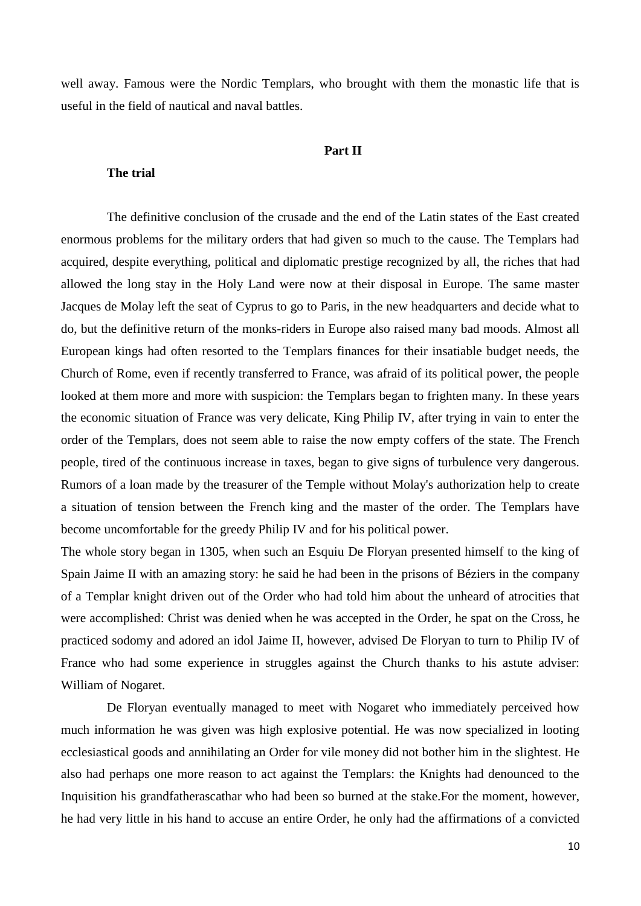well away. Famous were the Nordic Templars, who brought with them the monastic life that is useful in the field of nautical and naval battles.

## Part II

### The trial

The definitive conclusion of the crusade and the end of the Latin states of the East created enormous problems for the military orders that had given so much to the cause. The Templars had acquired, despite everything, political and diplomatic prestige recognized by all, the riches that had allowed the long stay in the Holy Land were now at their disposal in Europe. The same master Jacques de Molay left the seat of Cyprus to go to Paris, in the new headquarters and decide what to do, but the definitive return of the monks-riders in Europe also raised many bad moods. Almost all European kings had often resorted to the Templars finances for their insatiable budget needs, the Church of Rome, even if recently transferred to France, was afraid of its political power, the people looked at them more and more with suspicion: the Templars began to frighten many. In these years the economic situation of France was very delicate, King Philip IV, after trying in vain to enter the order of the Templars, does not seem able to raise the now empty coffers of the state. The French people, tired of the continuous increase in taxes, began to give signs of turbulence very dangerous. Rumors of a loan made by the treasurer of the Temple without Molay's authorization help to create a situation of tension between the French king and the master of the order. The Templars have become uncomfortable for the greedy Philip IV and for his political power.

The whole story began in 1305, when such an Esquiu De Floryan presented himself to the king of Spain Jaime II with an amazing story: he said he had been in the prisons of Béziers in the company of a Templar knight driven out of the Order who had told him about the unheard of atrocities that were accomplished: Christ was denied when he was accepted in the Order, he spat on the Cross, he practiced sodomy and adored an idol Jaime II, however, advised De Floryan to turn to Philip IV of France who had some experience in struggles against the Church thanks to his astute adviser: William of Nogaret.

De Floryan eventually managed to meet with Nogaret who immediately perceived how much information he was given was high explosive potential. He was now specialized in looting ecclesiastical goods and annihilating an Order for vile money did not bother him in the slightest. He also had perhaps one more reason to act against the Templars: the Knights had denounced to the Inquisition his grandfatherascathar who had been so burned at the stake.For the moment, however, he had very little in his hand to accuse an entire Order, he only had the affirmations of a convicted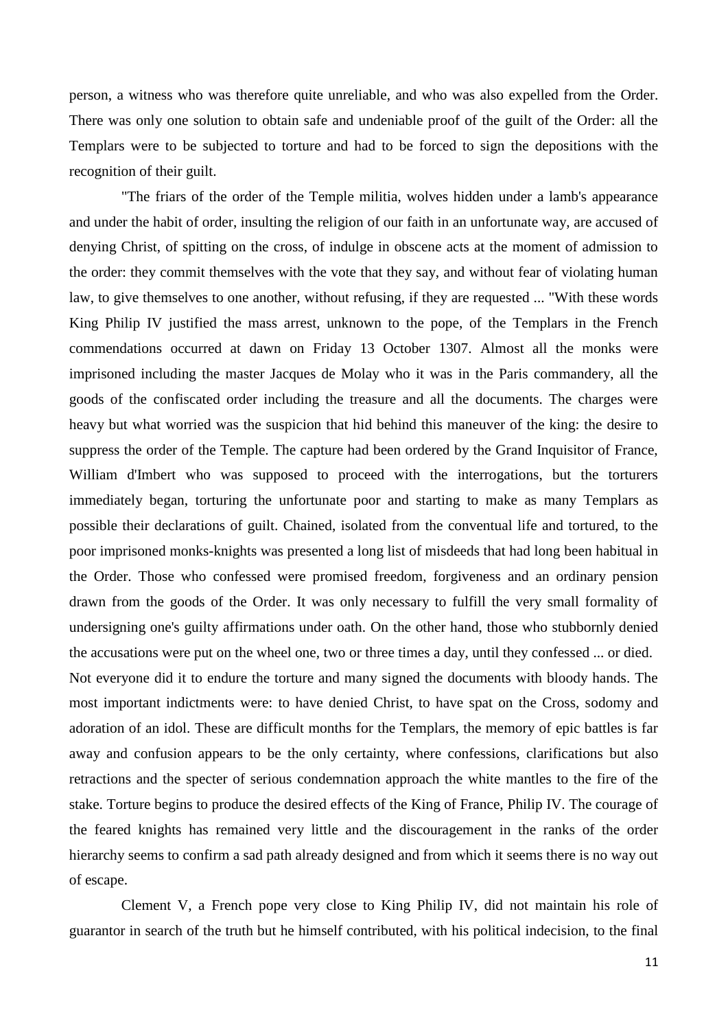person, a witness who was therefore quite unreliable, and who was also expelled from the Order. There was only one solution to obtain safe and undeniable proof of the guilt of the Order: all the Templars were to be subjected to torture and had to be forced to sign the depositions with the recognition of their guilt.

"The friars of the order of the Temple militia, wolves hidden under a lamb's appearance and under the habit of order, insulting the religion of our faith in an unfortunate way, are accused of denying Christ, of spitting on the cross, of indulge in obscene acts at the moment of admission to the order: they commit themselves with the vote that they say, and without fear of violating human law, to give themselves to one another, without refusing, if they are requested ... "With these words King Philip IV justified the mass arrest, unknown to the pope, of the Templars in the French commendations occurred at dawn on Friday 13 October 1307. Almost all the monks were imprisoned including the master Jacques de Molay who it was in the Paris commandery, all the goods of the confiscated order including the treasure and all the documents. The charges were heavy but what worried was the suspicion that hid behind this maneuver of the king: the desire to suppress the order of the Temple. The capture had been ordered by the Grand Inquisitor of France, William d'Imbert who was supposed to proceed with the interrogations, but the torturers immediately began, torturing the unfortunate poor and starting to make as many Templars as possible their declarations of guilt. Chained, isolated from the conventual life and tortured, to the poor imprisoned monks-knights was presented a long list of misdeeds that had long been habitual in the Order. Those who confessed were promised freedom, forgiveness and an ordinary pension drawn from the goods of the Order. It was only necessary to fulfill the very small formality of undersigning one's guilty affirmations under oath. On the other hand, those who stubbornly denied the accusations were put on the wheel one, two or three times a day, until they confessed ... or died.
Not everyone did it to endure the torture and many signed the documents with bloody hands. The most important indictments were: to have denied Christ, to have spat on the Cross, sodomy and adoration of an idol. These are difficult months for the Templars, the memory of epic battles is far away and confusion appears to be the only certainty, where confessions, clarifications but also retractions and the specter of serious condemnation approach the white mantles to the fire of the stake. Torture begins to produce the desired effects of the King of France, Philip IV. The courage of the feared knights has remained very little and the discouragement in the ranks of the order hierarchy seems to confirm a sad path already designed and from which it seems there is no way out of escape.

Clement V, a French pope very close to King Philip IV, did not maintain his role of guarantor in search of the truth but he himself contributed, with his political indecision, to the final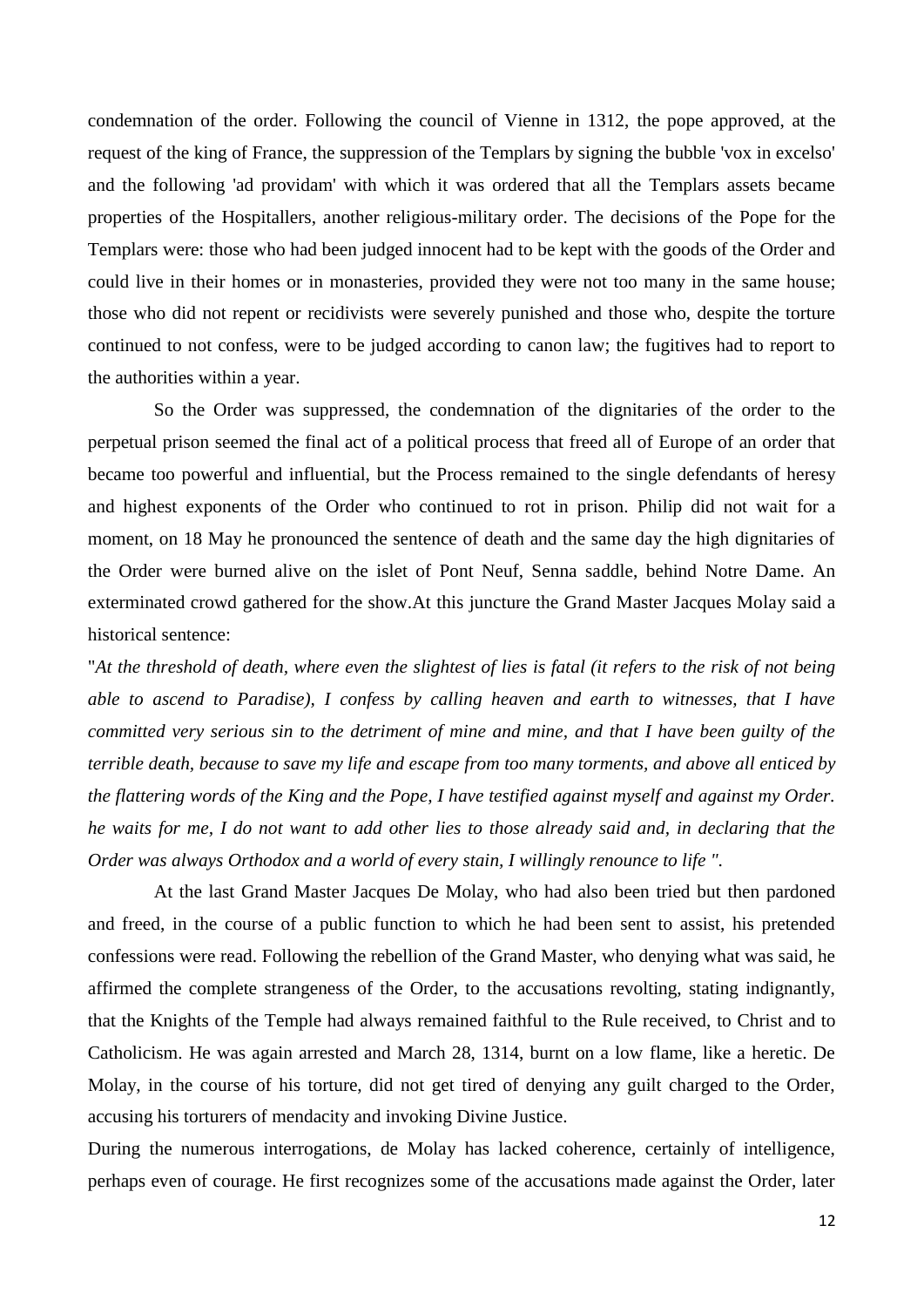condemnation of the order. Following the council of Vienne in 1312, the pope approved, at the request of the king of France, the suppression of the Templars by signing the bubble 'vox in excelso' and the following 'ad providam' with which it was ordered that all the Templars assets became properties of the Hospitallers, another religious-military order. The decisions of the Pope for the Templars were: those who had been judged innocent had to be kept with the goods of the Order and could live in their homes or in monasteries, provided they were not too many in the same house; those who did not repent or recidivists were severely punished and those who, despite the torture continued to not confess, were to be judged according to canon law; the fugitives had to report to the authorities within a year.

So the Order was suppressed, the condemnation of the dignitaries of the order to the perpetual prison seemed the final act of a political process that freed all of Europe of an order that became too powerful and influential, but the Process remained to the single defendants of heresy and highest exponents of the Order who continued to rot in prison. Philip did not wait for a moment, on 18 May he pronounced the sentence of death and the same day the high dignitaries of the Order were burned alive on the islet of Pont Neuf, Senna saddle, behind Notre Dame. An exterminated crowd gathered for the show.At this juncture the Grand Master Jacques Molay said a historical sentence:

"*At the threshold of death, where even the slightest of lies is fatal (it refers to the risk of not being able to ascend to Paradise), I confess by calling heaven and earth to witnesses, that I have committed very serious sin to the detriment of mine and mine, and that I have been guilty of the terrible death, because to save my life and escape from too many torments, and above all enticed by the flattering words of the King and the Pope, I have testified against myself and against my Order. he waits for me, I do not want to add other lies to those already said and, in declaring that the Order was always Orthodox and a world of every stain, I willingly renounce to life ".*

At the last Grand Master Jacques De Molay, who had also been tried but then pardoned and freed, in the course of a public function to which he had been sent to assist, his pretended confessions were read. Following the rebellion of the Grand Master, who denying what was said, he affirmed the complete strangeness of the Order, to the accusations revolting, stating indignantly, that the Knights of the Temple had always remained faithful to the Rule received, to Christ and to Catholicism. He was again arrested and March 28, 1314, burnt on a low flame, like a heretic. De Molay, in the course of his torture, did not get tired of denying any guilt charged to the Order, accusing his torturers of mendacity and invoking Divine Justice.

During the numerous interrogations, de Molay has lacked coherence, certainly of intelligence, perhaps even of courage. He first recognizes some of the accusations made against the Order, later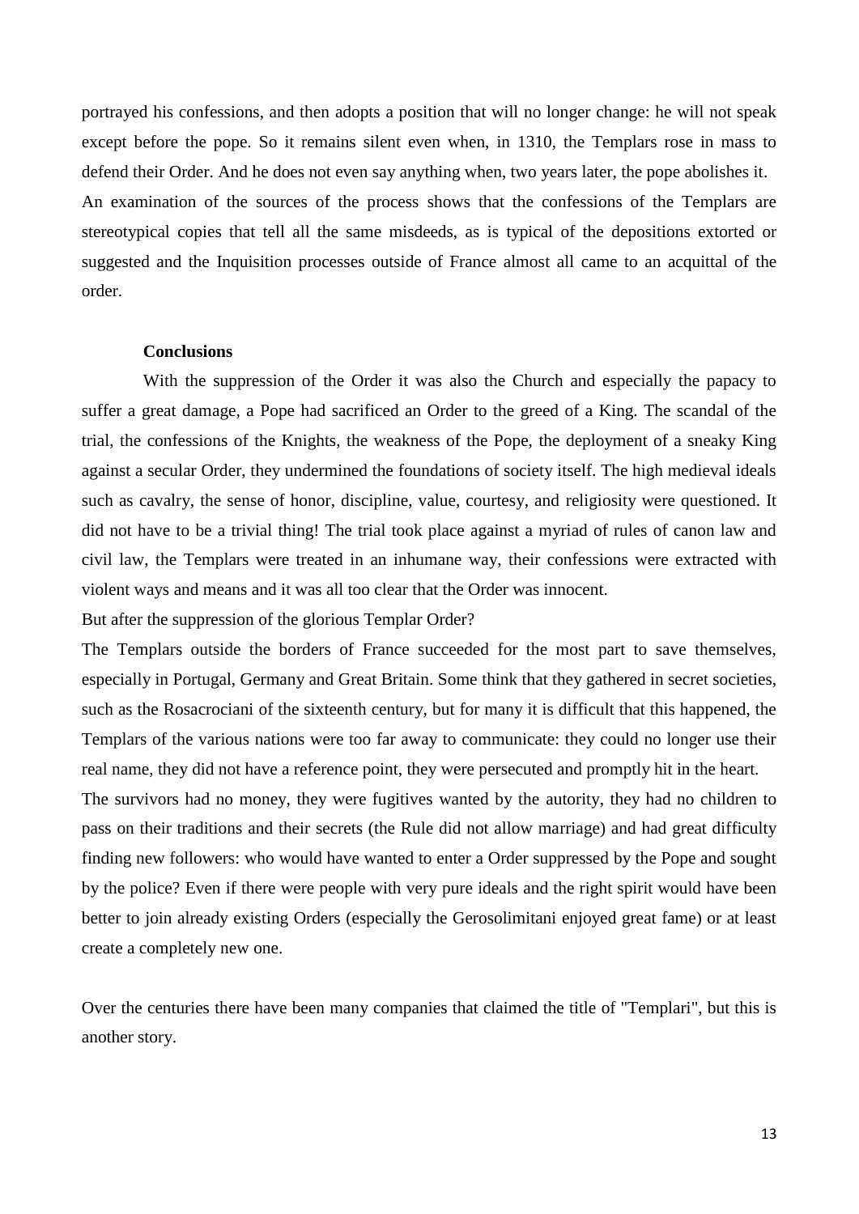portrayed his confessions, and then adopts a position that will no longer change: he will not speak except before the pope. So it remains silent even when, in 1310, the Templars rose in mass to defend their Order. And he does not even say anything when, two years later, the pope abolishes it.

An examination of the sources of the process shows that the confessions of the Templars are stereotypical copies that tell all the same misdeeds, as is typical of the depositions extorted or suggested and the Inquisition processes outside of France almost all came to an acquittal of the order.

**Conclusions**

With the suppression of the Order it was also the Church and especially the papacy to suffer a great damage, a Pope had sacrificed an Order to the greed of a King. The scandal of the trial, the confessions of the Knights, the weakness of the Pope, the deployment of a sneaky King against a secular Order, they undermined the foundations of society itself. The high medieval ideals such as cavalry, the sense of honor, discipline, value, courtesy, and religiosity were questioned. It did not have to be a trivial thing! The trial took place against a myriad of rules of canon law and civil law, the Templars were treated in an inhumane way, their confessions were extracted with violent ways and means and it was all too clear that the Order was innocent.

But after the suppression of the glorious Templar Order?

The Templars outside the borders of France succeeded for the most part to save themselves, especially in Portugal, Germany and Great Britain. Some think that they gathered in secret societies, such as the Rosacrociani of the sixteenth century, but for many it is difficult that this happened, the Templars of the various nations were too far away to communicate: they could no longer use their real name, they did not have a reference point, they were persecuted and promptly hit in the heart.

The survivors had no money, they were fugitives wanted by the autority, they had no children to pass on their traditions and their secrets (the Rule did not allow marriage) and had great difficulty finding new followers: who would have wanted to enter a Order suppressed by the Pope and sought by the police? Even if there were people with very pure ideals and the right spirit would have been better to join already existing Orders (especially the Gerosolimitani enjoyed great fame) or at least create a completely new one.

Over the centuries there have been many companies that claimed the title of "Templari", but this is another story.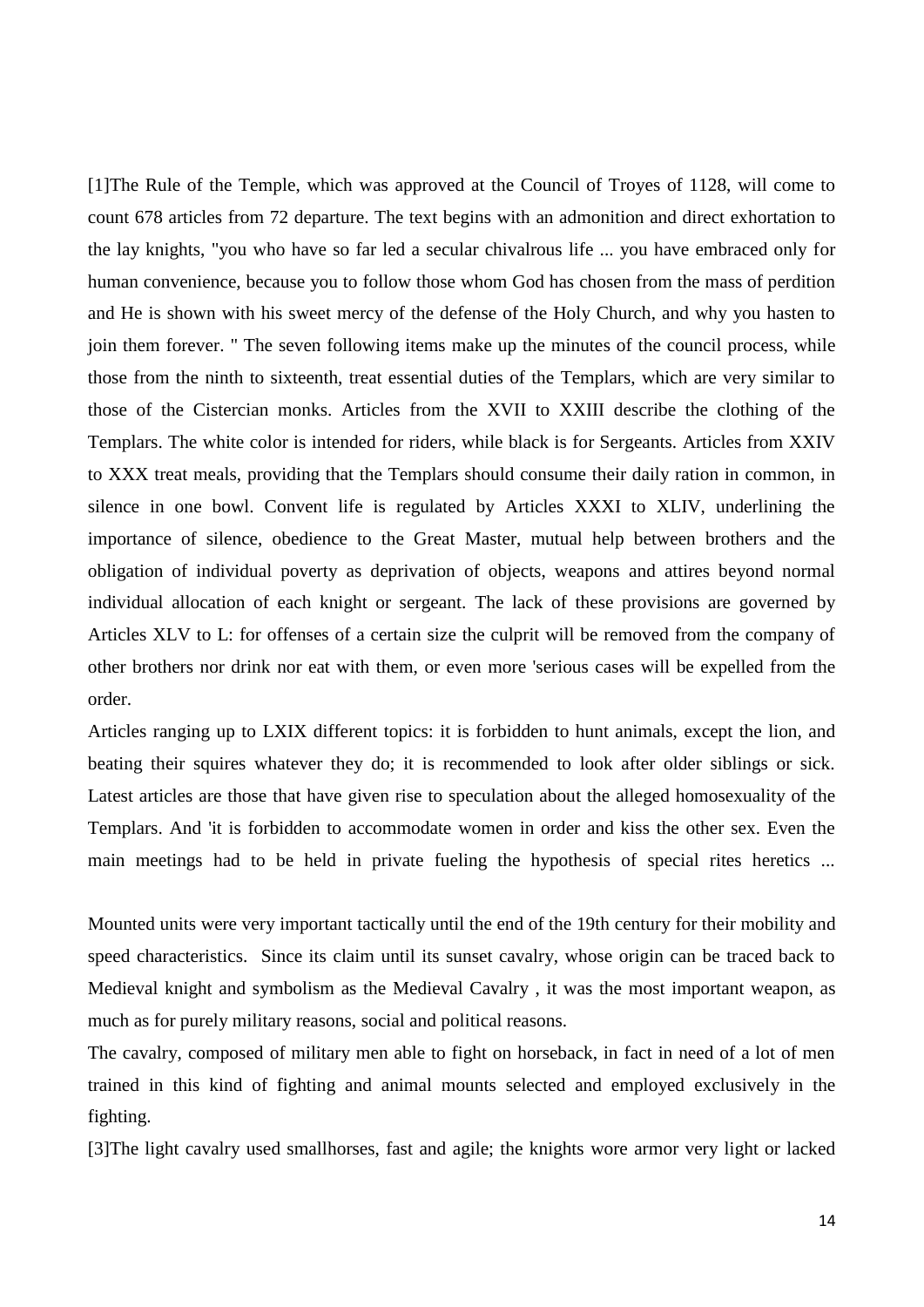[1]The Rule of the Temple, which was approved at the Council of Troyes of 1128, will come to count 678 articles from 72 departure. The text begins with an admonition and direct exhortation to the lay knights, "you who have so far led a secular chivalrous life ... you have embraced only for human convenience, because you to follow those whom God has chosen from the mass of perdition and He is shown with his sweet mercy of the defense of the Holy Church, and why you hasten to join them forever. " The seven following items make up the minutes of the council process, while those from the ninth to sixteenth, treat essential duties of the Templars, which are very similar to those of the Cistercian monks. Articles from the XVII to XXIII describe the clothing of the Templars. The white color is intended for riders, while black is for Sergeants. Articles from XXIV to XXX treat meals, providing that the Templars should consume their daily ration in common, in silence in one bowl. Convent life is regulated by Articles XXXI to XLIV, underlining the importance of silence, obedience to the Great Master, mutual help between brothers and the obligation of individual poverty as deprivation of objects, weapons and attires beyond normal individual allocation of each knight or sergeant. The lack of these provisions are governed by Articles XLV to L: for offenses of a certain size the culprit will be removed from the company of other brothers nor drink nor eat with them, or even more 'serious cases will be expelled from the order.

Articles ranging up to LXIX different topics: it is forbidden to hunt animals, except the lion, and beating their squires whatever they do; it is recommended to look after older siblings or sick. Latest articles are those that have given rise to speculation about the alleged homosexuality of the Templars. And 'it is forbidden to accommodate women in order and kiss the other sex. Even the main meetings had to be held in private fueling the hypothesis of special rites heretics ...

Mounted units were very important tactically until the end of the 19th century for their mobility and speed characteristics. Since its claim until its sunset cavalry, whose origin can be traced back to Medieval knight and symbolism as the Medieval Cavalry , it was the most important weapon, as much as for purely military reasons, social and political reasons.

The cavalry, composed of military men able to fight on horseback, in fact in need of a lot of men trained in this kind of fighting and animal mounts selected and employed exclusively in the fighting.

[3]The light cavalry used smallhorses, fast and agile; the knights wore armor very light or lacked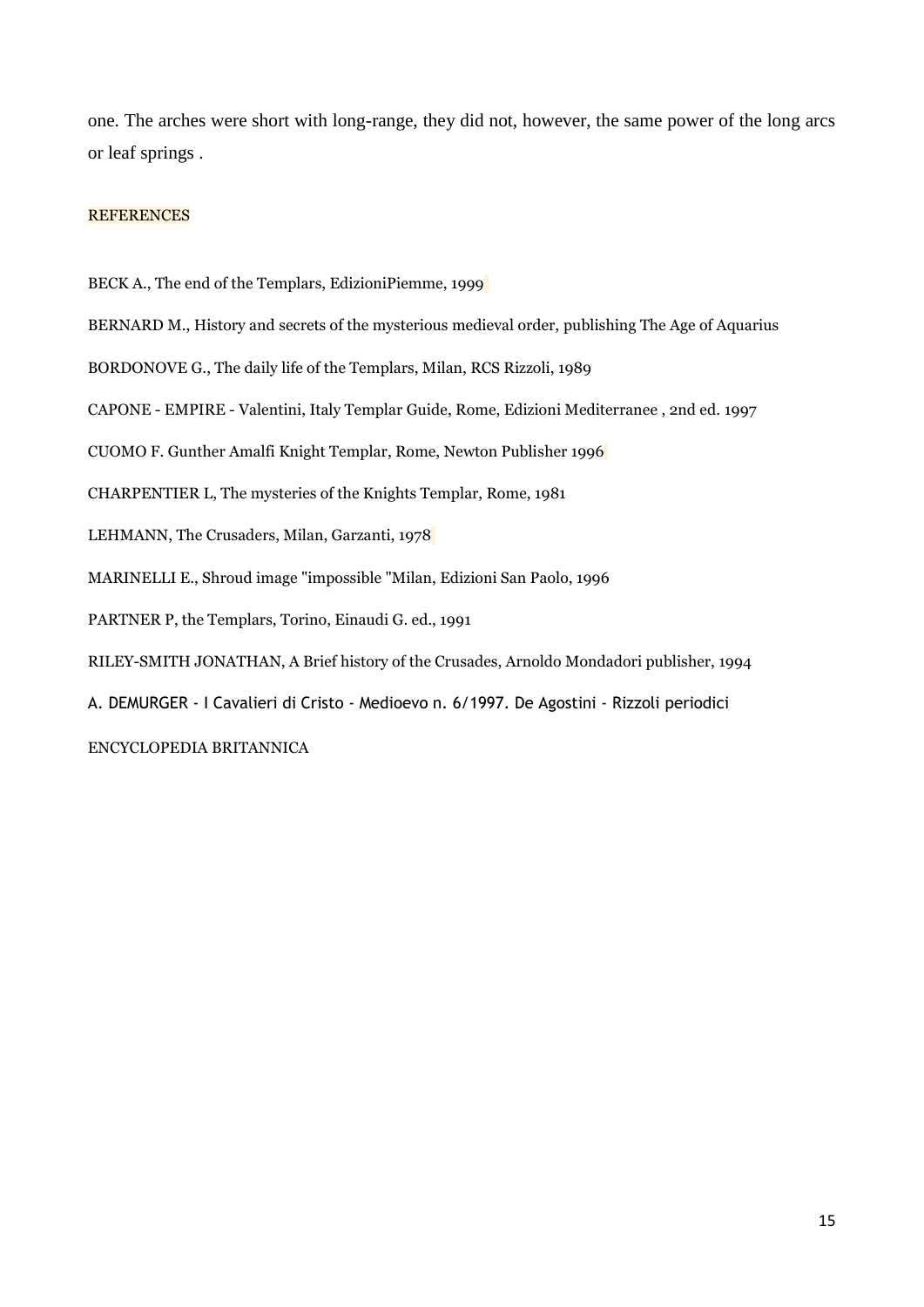one. The arches were short with long-range, they did not, however, the same power of the long arcs or leaf springs .

## REFERENCES

BECK A., The end of the Templars, EdizioniPiemme, 1999

BERNARD M., History and secrets of the mysterious medieval order, publishing The Age of Aquarius

BORDONOVE G., The daily life of the Templars, Milan, RCS Rizzoli, 1989

CAPONE - EMPIRE - Valentini, Italy Templar Guide, Rome, Edizioni Mediterranee , 2nd ed. 1997

CUOMO F. Gunther Amalfi Knight Templar, Rome, Newton Publisher 1996

CHARPENTIER L, The mysteries of the Knights Templar, Rome, 1981

LEHMANN, The Crusaders, Milan, Garzanti, 1978

MARINELLI E., Shroud image "impossible "Milan, Edizioni San Paolo, 1996

PARTNER P, the Templars, Torino, Einaudi G. ed., 1991

RILEY-SMITH JONATHAN, A Brief history of the Crusades, Arnoldo Mondadori publisher, 1994

A. DEMURGER - I Cavalieri di Cristo - Medioevo n. 6/1997. De Agostini - Rizzoli periodici

ENCYCLOPEDIA BRITANNICA